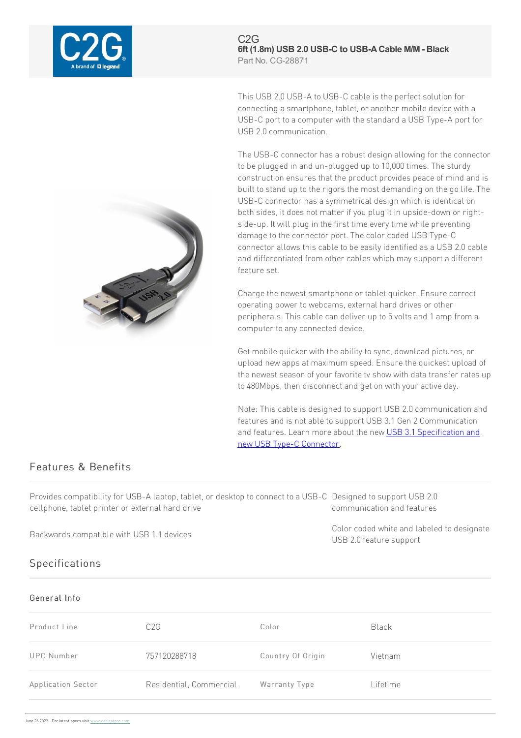C2G

**6ft (1.8m) USB 2.0 USB-C to USB-A Cable M/M - Black**

Part No. CG-28871

This USB 2.0 USB-A to USB-C cable is the perfect solution for connecting a smartphone, tablet, or another mobile device with a USB-C port to a computer with the standard a USB Type-A port for USB 2.0 communication.

The USB-C connector has a robust design allowing for the connector to be plugged in and un-plugged up to 10,000 times. The sturdy construction ensures that the product provides peace of mind and is built to stand up to the rigors the most demanding on the go life. The USB-C connector has a symmetrical design which is identical on both sides, it does not matter if you plug it in upside-down or right-side-up. It will plug in the first time every time while preventing damage to the connector port. The color coded USB Type-C connector allows this cable to be easily identified as a USB 2.0 cable and differentiated from other cables which may support a different feature set.

Charge the newest smartphone or tablet quicker. Ensure correct operating power to webcams, external hard drives or other peripherals. This cable can deliver up to 5 volts and 1 amp from a computer to any connected device.

Get mobile quicker with the ability to sync, download pictures, or upload new apps at maximum speed. Ensure the quickest upload of the newest season of your favorite tv show with data transfer rates up to 480Mbps, then disconnect and get on with your active day.

Note: This cable is designed to support USB 2.0 communication and features and is not able to support USB 3.1 Gen 2 Communication and features. Learn more about the new USB 3.1 Specification and new USB Type-C Connector.

## Features & Benefits

- Provides compatibility for USB-A laptop, tablet, or desktop to connect to a USB-C cellphone, tablet printer or external hard drive
- Backwards compatible with USB 1.1 devices
- Designed to support USB 2.0 communication and features
- Color coded white and labeled to designate USB 2.0 feature support

## Specifications

### General Info

| | | | |
|---|---|---|---|
| Product Line | C2G | Color | Black |
| UPC Number | 757120288718 | Country Of Origin | Vietnam |
| Application Sector | Residential, Commercial | Warranty Type | Lifetime |

June 26 2022 - For latest specs visit www.cablestogo.com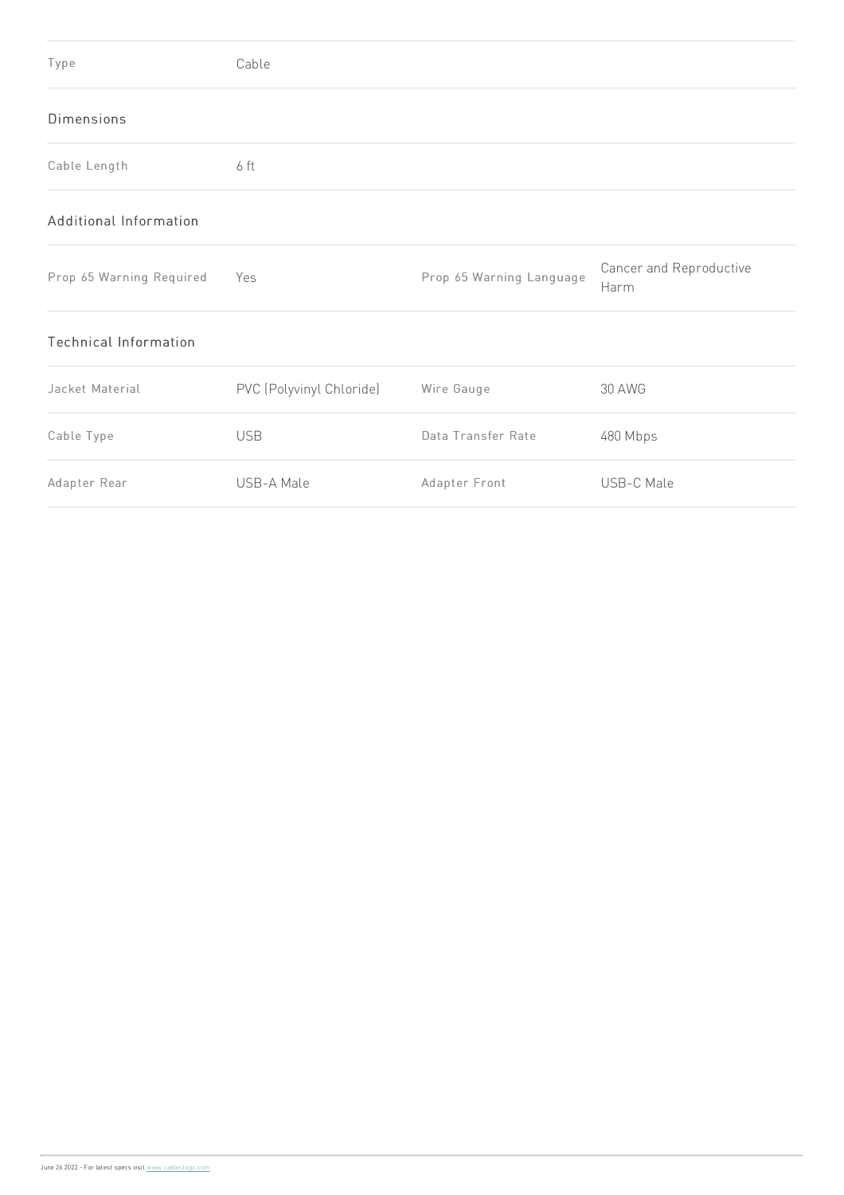| | |
|---|---|
| Type | Cable |

## Dimensions

| | |
|---|---|
| Cable Length | 6 ft |

## Additional Information

| | | | |
|---|---|---|---|
| Prop 65 Warning Required | Yes | Prop 65 Warning Language | Cancer and Reproductive Harm |

## Technical Information

| | | | |
|---|---|---|---|
| Jacket Material | PVC (Polyvinyl Chloride) | Wire Gauge | 30 AWG |
| Cable Type | USB | Data Transfer Rate | 480 Mbps |
| Adapter Rear | USB-A Male | Adapter Front | USB-C Male |

June 26 2022 - For latest specs visit www.cablestogo.com